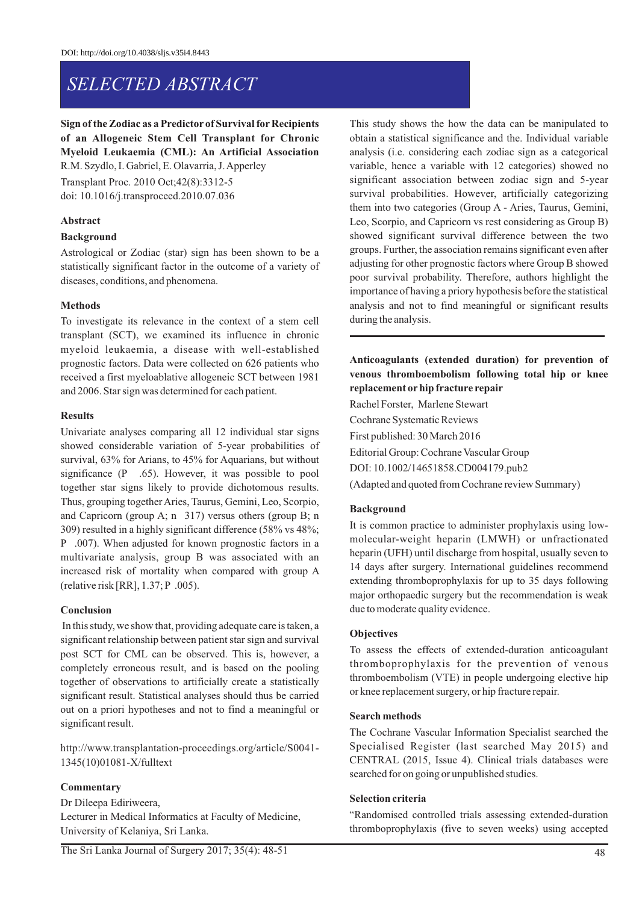DOI: http://doi.org/10.4038/sljs.v35i4.8443

# SELECTED ABSTRACT

**Sign of the Zodiac as a Predictor of Survival for Recipients of an Allogeneic Stem Cell Transplant for Chronic Myeloid Leukaemia (CML): An Artificial Association**

R.M. Szydlo, I. Gabriel, E. Olavarria, J. Apperley

Transplant Proc. 2010 Oct;42(8):3312-5

doi: 10.1016/j.transproceed.2010.07.036

### Abstract

#### Background

Astrological or Zodiac (star) sign has been shown to be a statistically significant factor in the outcome of a variety of diseases, conditions, and phenomena.

#### Methods

To investigate its relevance in the context of a stem cell transplant (SCT), we examined its influence in chronic myeloid leukaemia, a disease with well-established prognostic factors. Data were collected on 626 patients who received a first myeloablative allogeneic SCT between 1981 and 2006. Star sign was determined for each patient.

#### Results

Univariate analyses comparing all 12 individual star signs showed considerable variation of 5-year probabilities of survival, 63% for Arians, to 45% for Aquarians, but without significance (P .65). However, it was possible to pool together star signs likely to provide dichotomous results. Thus, grouping together Aries, Taurus, Gemini, Leo, Scorpio, and Capricorn (group A; n 317) versus others (group B; n 309) resulted in a highly significant difference (58% vs 48%; P .007). When adjusted for known prognostic factors in a multivariate analysis, group B was associated with an increased risk of mortality when compared with group A (relative risk [RR], 1.37; P .005).

#### Conclusion

In this study, we show that, providing adequate care is taken, a significant relationship between patient star sign and survival post SCT for CML can be observed. This is, however, a completely erroneous result, and is based on the pooling together of observations to artificially create a statistically significant result. Statistical analyses should thus be carried out on a priori hypotheses and not to find a meaningful or significant result.

http://www.transplantation-proceedings.org/article/S0041-1345(10)01081-X/fulltext

#### Commentary

Dr Dileepa Ediriweera,

Lecturer in Medical Informatics at Faculty of Medicine, University of Kelaniya, Sri Lanka.

This study shows the how the data can be manipulated to obtain a statistical significance and the. Individual variable analysis (i.e. considering each zodiac sign as a categorical variable, hence a variable with 12 categories) showed no significant association between zodiac sign and 5-year survival probabilities. However, artificially categorizing them into two categories (Group A - Aries, Taurus, Gemini, Leo, Scorpio, and Capricorn vs rest considering as Group B) showed significant survival difference between the two groups. Further, the association remains significant even after adjusting for other prognostic factors where Group B showed poor survival probability. Therefore, authors highlight the importance of having a priory hypothesis before the statistical analysis and not to find meaningful or significant results during the analysis.

---

**Anticoagulants (extended duration) for prevention of venous thromboembolism following total hip or knee replacement or hip fracture repair**

Rachel Forster, Marlene Stewart

Cochrane Systematic Reviews

First published: 30 March 2016

Editorial Group: Cochrane Vascular Group

DOI: 10.1002/14651858.CD004179.pub2

(Adapted and quoted from Cochrane review Summary)

#### Background

It is common practice to administer prophylaxis using low-molecular-weight heparin (LMWH) or unfractionated heparin (UFH) until discharge from hospital, usually seven to 14 days after surgery. International guidelines recommend extending thromboprophylaxis for up to 35 days following major orthopaedic surgery but the recommendation is weak due to moderate quality evidence.

#### Objectives

To assess the effects of extended-duration anticoagulant thromboprophylaxis for the prevention of venous thromboembolism (VTE) in people undergoing elective hip or knee replacement surgery, or hip fracture repair.

#### Search methods

The Cochrane Vascular Information Specialist searched the Specialised Register (last searched May 2015) and CENTRAL (2015, Issue 4). Clinical trials databases were searched for on going or unpublished studies.

#### Selection criteria

"Randomised controlled trials assessing extended-duration thromboprophylaxis (five to seven weeks) using accepted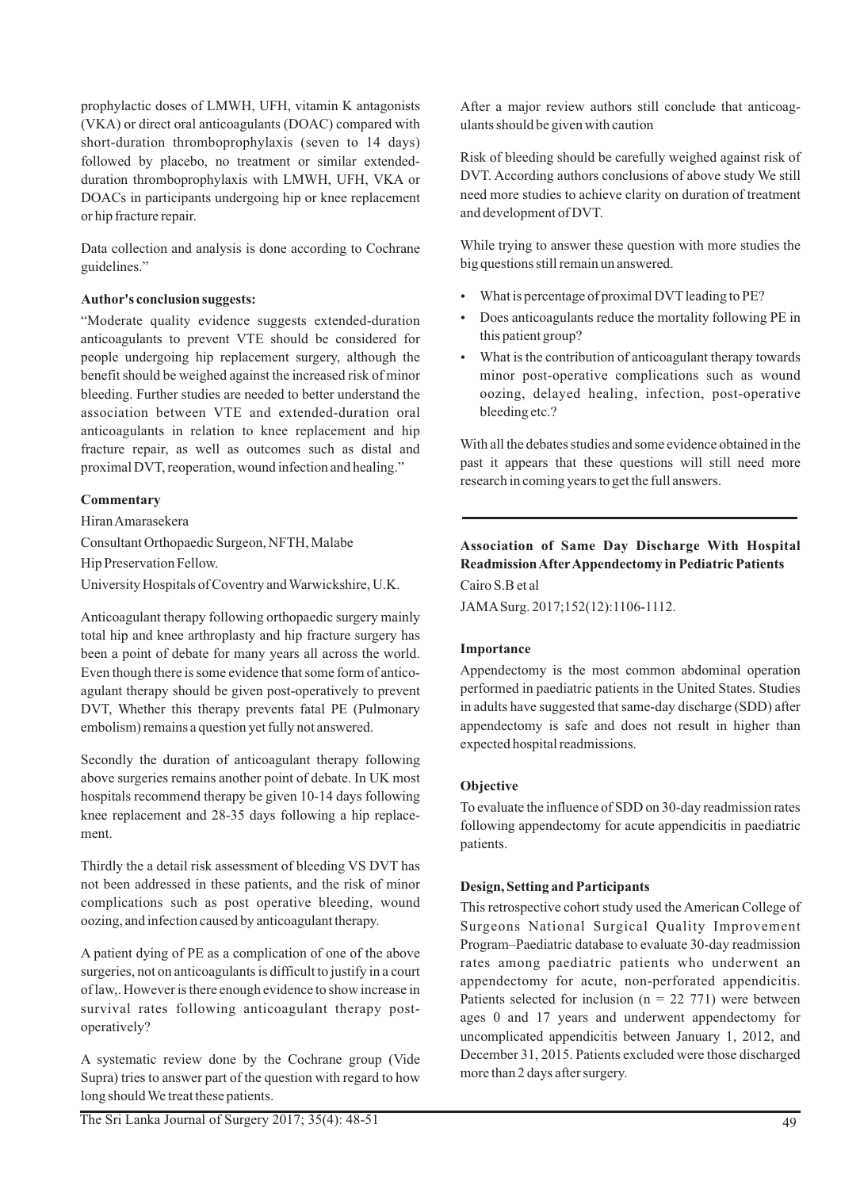prophylactic doses of LMWH, UFH, vitamin K antagonists (VKA) or direct oral anticoagulants (DOAC) compared with short-duration thromboprophylaxis (seven to 14 days) followed by placebo, no treatment or similar extended-duration thromboprophylaxis with LMWH, UFH, VKA or DOACs in participants undergoing hip or knee replacement or hip fracture repair.

Data collection and analysis is done according to Cochrane guidelines."

**Author's conclusion suggests:**

"Moderate quality evidence suggests extended-duration anticoagulants to prevent VTE should be considered for people undergoing hip replacement surgery, although the benefit should be weighed against the increased risk of minor bleeding. Further studies are needed to better understand the association between VTE and extended-duration oral anticoagulants in relation to knee replacement and hip fracture repair, as well as outcomes such as distal and proximal DVT, reoperation, wound infection and healing."

**Commentary**

Hiran Amarasekera

Consultant Orthopaedic Surgeon, NFTH, Malabe

Hip Preservation Fellow.

University Hospitals of Coventry and Warwickshire, U.K.

Anticoagulant therapy following orthopaedic surgery mainly total hip and knee arthroplasty and hip fracture surgery has been a point of debate for many years all across the world. Even though there is some evidence that some form of anticoagulant therapy should be given post-operatively to prevent DVT, Whether this therapy prevents fatal PE (Pulmonary embolism) remains a question yet fully not answered.

Secondly the duration of anticoagulant therapy following above surgeries remains another point of debate. In UK most hospitals recommend therapy be given 10-14 days following knee replacement and 28-35 days following a hip replacement.

Thirdly the a detail risk assessment of bleeding VS DVT has not been addressed in these patients, and the risk of minor complications such as post operative bleeding, wound oozing, and infection caused by anticoagulant therapy.

A patient dying of PE as a complication of one of the above surgeries, not on anticoagulants is difficult to justify in a court of law,. However is there enough evidence to show increase in survival rates following anticoagulant therapy post-operatively?

A systematic review done by the Cochrane group (Vide Supra) tries to answer part of the question with regard to how long should We treat these patients.

After a major review authors still conclude that anticoagulants should be given with caution

Risk of bleeding should be carefully weighed against risk of DVT. According authors conclusions of above study We still need more studies to achieve clarity on duration of treatment and development of DVT.

While trying to answer these question with more studies the big questions still remain un answered.

- What is percentage of proximal DVT leading to PE?
- Does anticoagulants reduce the mortality following PE in this patient group?
- What is the contribution of anticoagulant therapy towards minor post-operative complications such as wound oozing, delayed healing, infection, post-operative bleeding etc.?

With all the debates studies and some evidence obtained in the past it appears that these questions will still need more research in coming years to get the full answers.

---

## Association of Same Day Discharge With Hospital Readmission After Appendectomy in Pediatric Patients

Cairo S.B et al

JAMA Surg. 2017;152(12):1106-1112.

**Importance**

Appendectomy is the most common abdominal operation performed in paediatric patients in the United States. Studies in adults have suggested that same-day discharge (SDD) after appendectomy is safe and does not result in higher than expected hospital readmissions.

**Objective**

To evaluate the influence of SDD on 30-day readmission rates following appendectomy for acute appendicitis in paediatric patients.

**Design, Setting and Participants**

This retrospective cohort study used the American College of Surgeons National Surgical Quality Improvement Program–Paediatric database to evaluate 30-day readmission rates among paediatric patients who underwent an appendectomy for acute, non-perforated appendicitis. Patients selected for inclusion ($n = 22\ 771$) were between ages 0 and 17 years and underwent appendectomy for uncomplicated appendicitis between January 1, 2012, and December 31, 2015. Patients excluded were those discharged more than 2 days after surgery.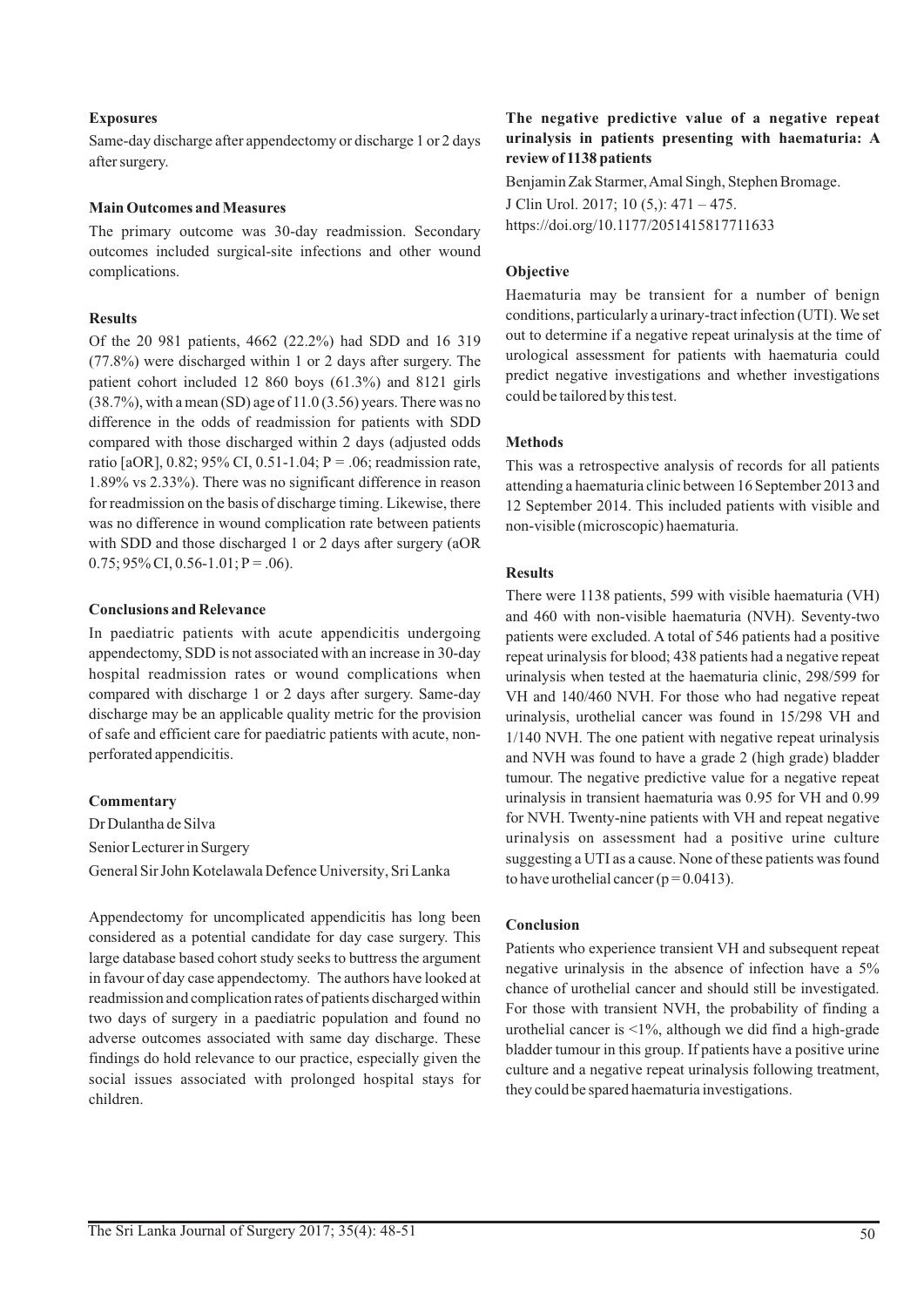#### Exposures

Same-day discharge after appendectomy or discharge 1 or 2 days after surgery.

#### Main Outcomes and Measures

The primary outcome was 30-day readmission. Secondary outcomes included surgical-site infections and other wound complications.

#### Results

Of the 20 981 patients, 4662 (22.2%) had SDD and 16 319 (77.8%) were discharged within 1 or 2 days after surgery. The patient cohort included 12 860 boys (61.3%) and 8121 girls (38.7%), with a mean (SD) age of 11.0 (3.56) years. There was no difference in the odds of readmission for patients with SDD compared with those discharged within 2 days (adjusted odds ratio [aOR], 0.82; 95% CI, 0.51-1.04; P = .06; readmission rate, 1.89% vs 2.33%). There was no significant difference in reason for readmission on the basis of discharge timing. Likewise, there was no difference in wound complication rate between patients with SDD and those discharged 1 or 2 days after surgery (aOR 0.75; 95% CI, 0.56-1.01; P = .06).

#### Conclusions and Relevance

In paediatric patients with acute appendicitis undergoing appendectomy, SDD is not associated with an increase in 30-day hospital readmission rates or wound complications when compared with discharge 1 or 2 days after surgery. Same-day discharge may be an applicable quality metric for the provision of safe and efficient care for paediatric patients with acute, non-perforated appendicitis.

#### Commentary

Dr Dulantha de Silva

Senior Lecturer in Surgery

General Sir John Kotelawala Defence University, Sri Lanka

Appendectomy for uncomplicated appendicitis has long been considered as a potential candidate for day case surgery. This large database based cohort study seeks to buttress the argument in favour of day case appendectomy. The authors have looked at readmission and complication rates of patients discharged within two days of surgery in a paediatric population and found no adverse outcomes associated with same day discharge. These findings do hold relevance to our practice, especially given the social issues associated with prolonged hospital stays for children.

### The negative predictive value of a negative repeat urinalysis in patients presenting with haematuria: A review of 1138 patients

Benjamin Zak Starmer, Amal Singh, Stephen Bromage.

J Clin Urol. 2017; 10 (5,): 471 – 475.

https://doi.org/10.1177/2051415817711633

#### Objective

Haematuria may be transient for a number of benign conditions, particularly a urinary-tract infection (UTI). We set out to determine if a negative repeat urinalysis at the time of urological assessment for patients with haematuria could predict negative investigations and whether investigations could be tailored by this test.

#### Methods

This was a retrospective analysis of records for all patients attending a haematuria clinic between 16 September 2013 and 12 September 2014. This included patients with visible and non-visible (microscopic) haematuria.

#### Results

There were 1138 patients, 599 with visible haematuria (VH) and 460 with non-visible haematuria (NVH). Seventy-two patients were excluded. A total of 546 patients had a positive repeat urinalysis for blood; 438 patients had a negative repeat urinalysis when tested at the haematuria clinic, 298/599 for VH and 140/460 NVH. For those who had negative repeat urinalysis, urothelial cancer was found in 15/298 VH and 1/140 NVH. The one patient with negative repeat urinalysis and NVH was found to have a grade 2 (high grade) bladder tumour. The negative predictive value for a negative repeat urinalysis in transient haematuria was 0.95 for VH and 0.99 for NVH. Twenty-nine patients with VH and repeat negative urinalysis on assessment had a positive urine culture suggesting a UTI as a cause. None of these patients was found to have urothelial cancer ($p = 0.0413$).

#### Conclusion

Patients who experience transient VH and subsequent repeat negative urinalysis in the absence of infection have a 5% chance of urothelial cancer and should still be investigated. For those with transient NVH, the probability of finding a urothelial cancer is <1%, although we did find a high-grade bladder tumour in this group. If patients have a positive urine culture and a negative repeat urinalysis following treatment, they could be spared haematuria investigations.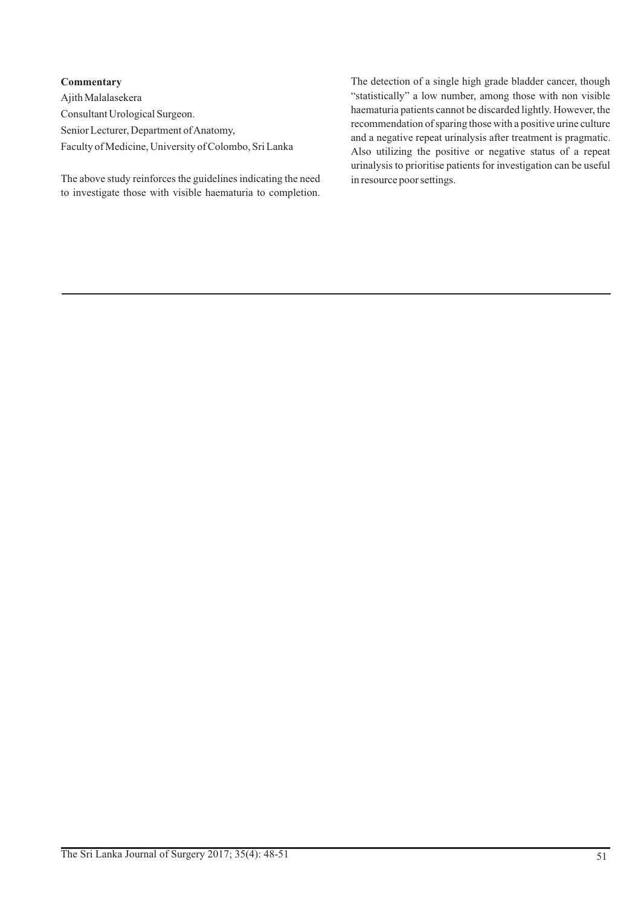**Commentary**

Ajith Malalasekera
Consultant Urological Surgeon.
Senior Lecturer, Department of Anatomy,
Faculty of Medicine, University of Colombo, Sri Lanka

The above study reinforces the guidelines indicating the need to investigate those with visible haematuria to completion. The detection of a single high grade bladder cancer, though "statistically" a low number, among those with non visible haematuria patients cannot be discarded lightly. However, the recommendation of sparing those with a positive urine culture and a negative repeat urinalysis after treatment is pragmatic. Also utilizing the positive or negative status of a repeat urinalysis to prioritise patients for investigation can be useful in resource poor settings.